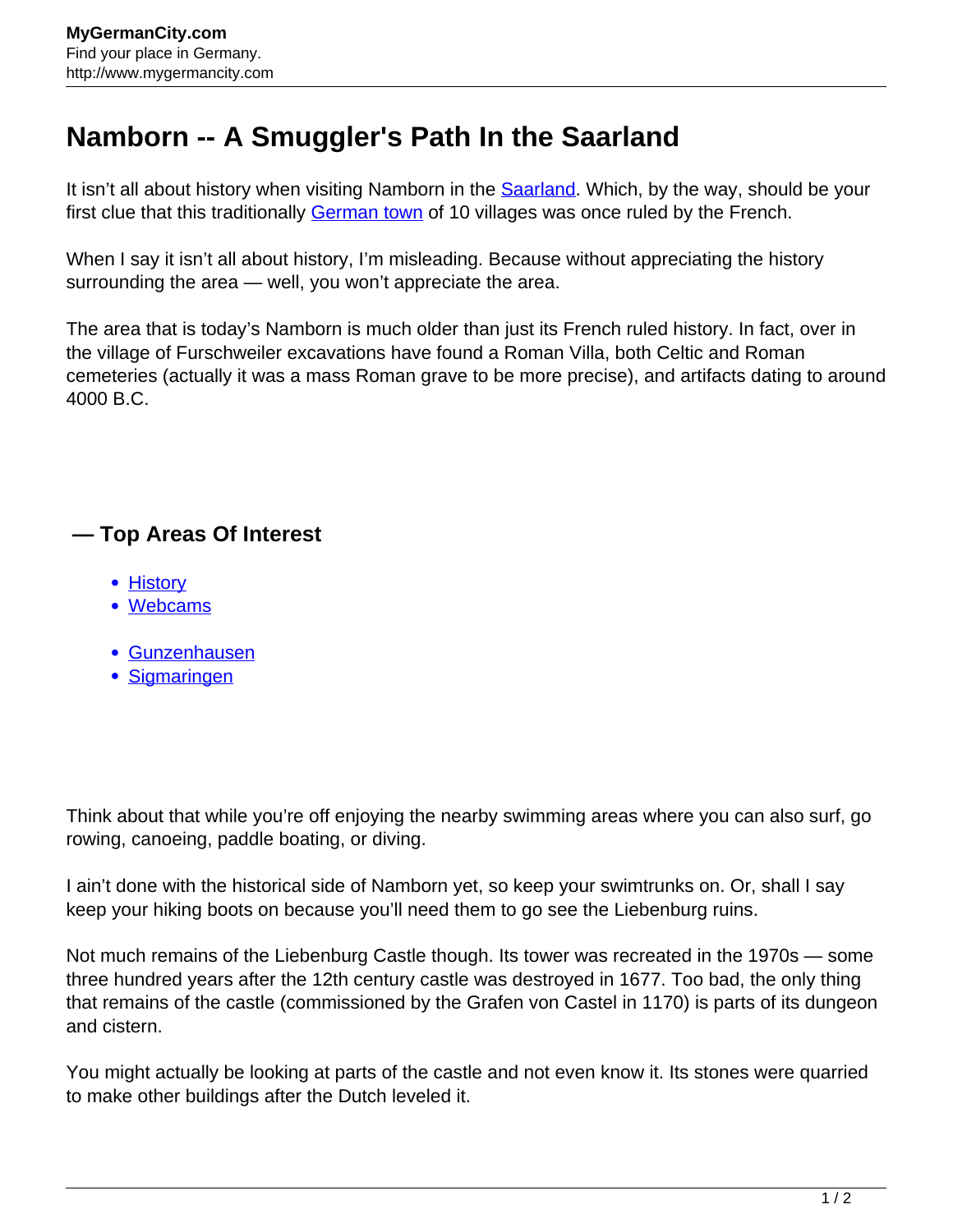# Namborn -- A Smuggler's Path In the Saarland

It isn't all about history when visiting Namborn in the Saarland. Which, by the way, should be your first clue that this traditionally German town of 10 villages was once ruled by the French.

When I say it isn't all about history, I'm misleading. Because without appreciating the history surrounding the area — well, you won't appreciate the area.

The area that is today's Namborn is much older than just its French ruled history. In fact, over in the village of Furschweiler excavations have found a Roman Villa, both Celtic and Roman cemeteries (actually it was a mass Roman grave to be more precise), and artifacts dating to around 4000 B.C.

### — Top Areas Of Interest

- History
- Webcams

- Gunzenhausen
- Sigmaringen

Think about that while you're off enjoying the nearby swimming areas where you can also surf, go rowing, canoeing, paddle boating, or diving.

I ain't done with the historical side of Namborn yet, so keep your swimtrunks on. Or, shall I say keep your hiking boots on because you'll need them to go see the Liebenburg ruins.

Not much remains of the Liebenburg Castle though. Its tower was recreated in the 1970s — some three hundred years after the 12th century castle was destroyed in 1677. Too bad, the only thing that remains of the castle (commissioned by the Grafen von Castel in 1170) is parts of its dungeon and cistern.

You might actually be looking at parts of the castle and not even know it. Its stones were quarried to make other buildings after the Dutch leveled it.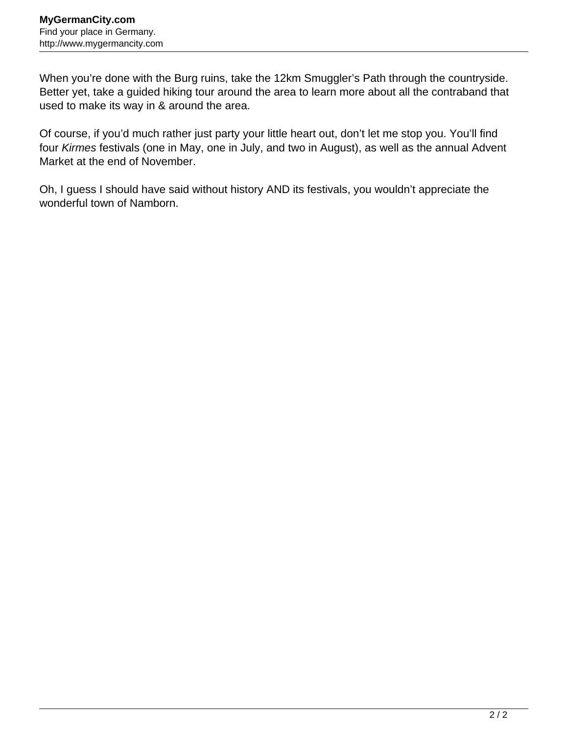When you're done with the Burg ruins, take the 12km Smuggler's Path through the countryside. Better yet, take a guided hiking tour around the area to learn more about all the contraband that used to make its way in & around the area.

Of course, if you'd much rather just party your little heart out, don't let me stop you. You'll find four *Kirmes* festivals (one in May, one in July, and two in August), as well as the annual Advent Market at the end of November.

Oh, I guess I should have said without history AND its festivals, you wouldn't appreciate the wonderful town of Namborn.